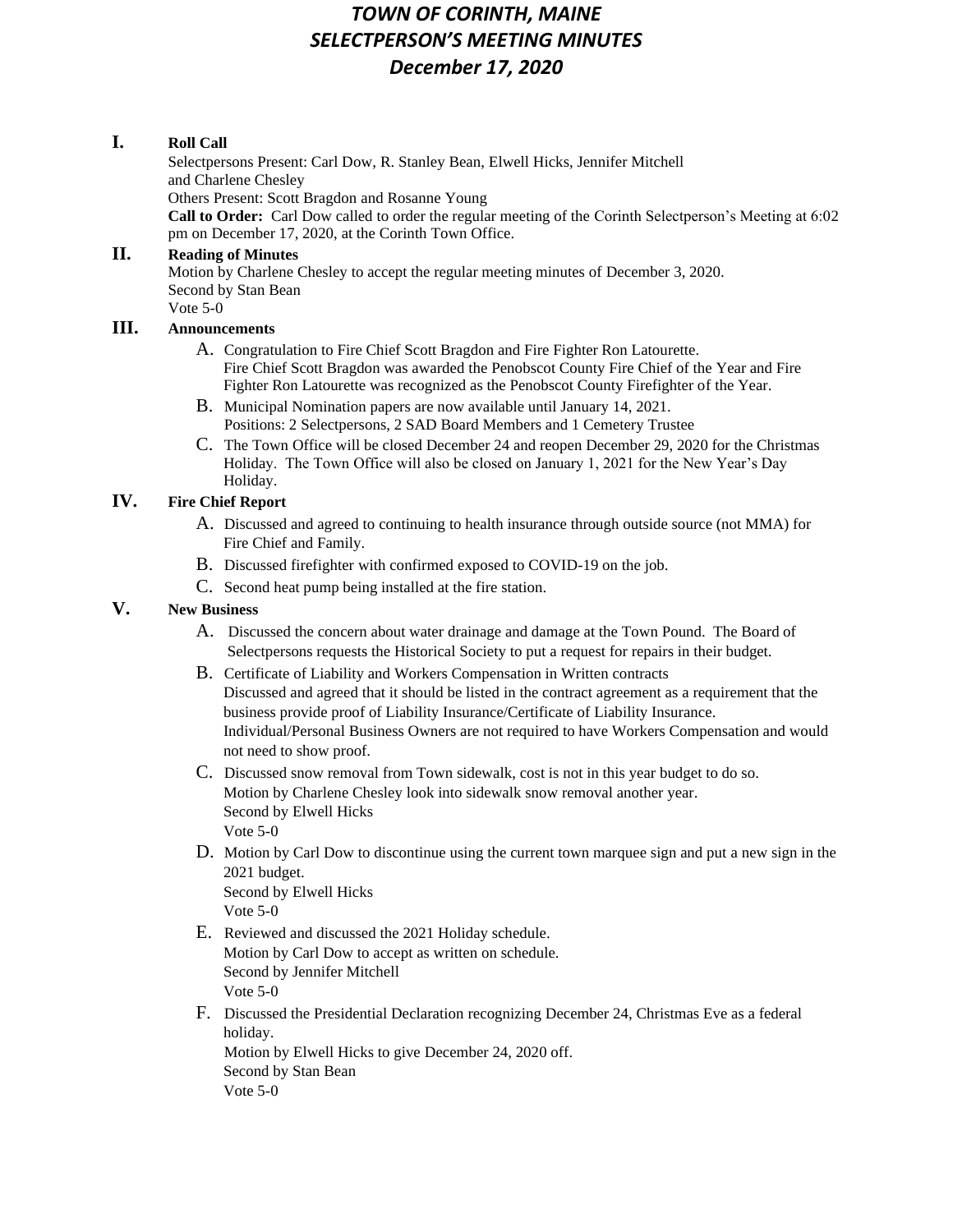# *TOWN OF CORINTH, MAINE*
# *SELECTPERSON'S MEETING MINUTES*
# *December 17, 2020*

## I. Roll Call

Selectpersons Present: Carl Dow, R. Stanley Bean, Elwell Hicks, Jennifer Mitchell and Charlene Chesley

Others Present: Scott Bragdon and Rosanne Young

**Call to Order:** Carl Dow called to order the regular meeting of the Corinth Selectperson's Meeting at 6:02 pm on December 17, 2020, at the Corinth Town Office.

## II. Reading of Minutes

Motion by Charlene Chesley to accept the regular meeting minutes of December 3, 2020.
Second by Stan Bean
Vote 5-0

## III. Announcements

A. Congratulation to Fire Chief Scott Bragdon and Fire Fighter Ron Latourette.
Fire Chief Scott Bragdon was awarded the Penobscot County Fire Chief of the Year and Fire Fighter Ron Latourette was recognized as the Penobscot County Firefighter of the Year.

B. Municipal Nomination papers are now available until January 14, 2021.
Positions: 2 Selectpersons, 2 SAD Board Members and 1 Cemetery Trustee

C. The Town Office will be closed December 24 and reopen December 29, 2020 for the Christmas Holiday. The Town Office will also be closed on January 1, 2021 for the New Year's Day Holiday.

## IV. Fire Chief Report

A. Discussed and agreed to continuing to health insurance through outside source (not MMA) for Fire Chief and Family.

B. Discussed firefighter with confirmed exposed to COVID-19 on the job.

C. Second heat pump being installed at the fire station.

## V. New Business

A. Discussed the concern about water drainage and damage at the Town Pound. The Board of Selectpersons requests the Historical Society to put a request for repairs in their budget.

B. Certificate of Liability and Workers Compensation in Written contracts
Discussed and agreed that it should be listed in the contract agreement as a requirement that the business provide proof of Liability Insurance/Certificate of Liability Insurance.
Individual/Personal Business Owners are not required to have Workers Compensation and would not need to show proof.

C. Discussed snow removal from Town sidewalk, cost is not in this year budget to do so.
Motion by Charlene Chesley look into sidewalk snow removal another year.
Second by Elwell Hicks
Vote 5-0

D. Motion by Carl Dow to discontinue using the current town marquee sign and put a new sign in the 2021 budget.
Second by Elwell Hicks
Vote 5-0

E. Reviewed and discussed the 2021 Holiday schedule.
Motion by Carl Dow to accept as written on schedule.
Second by Jennifer Mitchell
Vote 5-0

F. Discussed the Presidential Declaration recognizing December 24, Christmas Eve as a federal holiday.
Motion by Elwell Hicks to give December 24, 2020 off.
Second by Stan Bean
Vote 5-0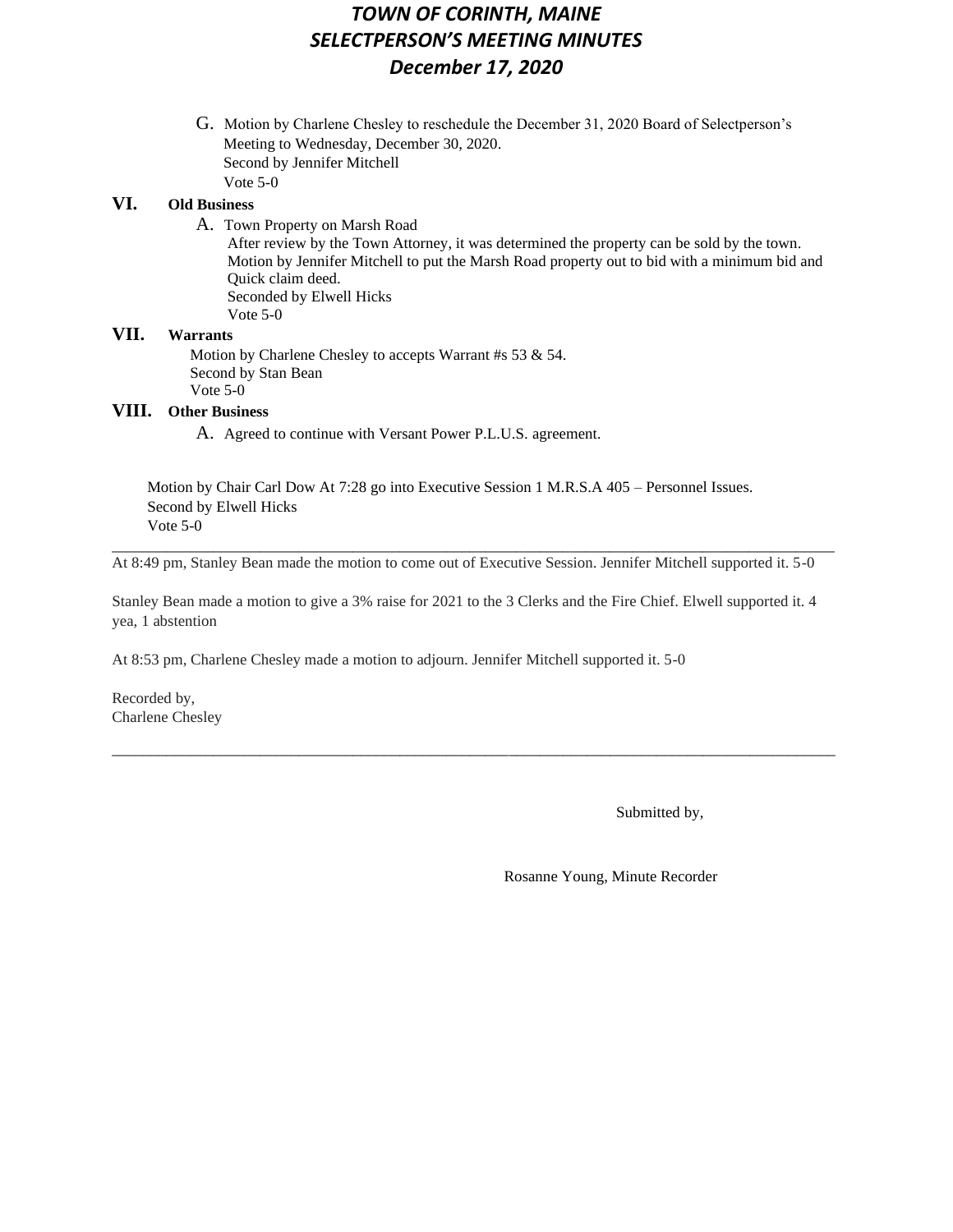G. Motion by Charlene Chesley to reschedule the December 31, 2020 Board of Selectperson's Meeting to Wednesday, December 30, 2020.
Second by Jennifer Mitchell
Vote 5-0

## VI. Old Business

A. Town Property on Marsh Road
After review by the Town Attorney, it was determined the property can be sold by the town.
Motion by Jennifer Mitchell to put the Marsh Road property out to bid with a minimum bid and Quick claim deed.
Seconded by Elwell Hicks
Vote 5-0

## VII. Warrants

Motion by Charlene Chesley to accepts Warrant #s 53 & 54.
Second by Stan Bean
Vote 5-0

## VIII. Other Business

A. Agreed to continue with Versant Power P.L.U.S. agreement.

Motion by Chair Carl Dow At 7:28 go into Executive Session 1 M.R.S.A 405 – Personnel Issues.
Second by Elwell Hicks
Vote 5-0

---

At 8:49 pm, Stanley Bean made the motion to come out of Executive Session. Jennifer Mitchell supported it. 5-0

Stanley Bean made a motion to give a 3% raise for 2021 to the 3 Clerks and the Fire Chief. Elwell supported it. 4 yea, 1 abstention

At 8:53 pm, Charlene Chesley made a motion to adjourn. Jennifer Mitchell supported it. 5-0

Recorded by,
Charlene Chesley

---

Submitted by,

Rosanne Young, Minute Recorder